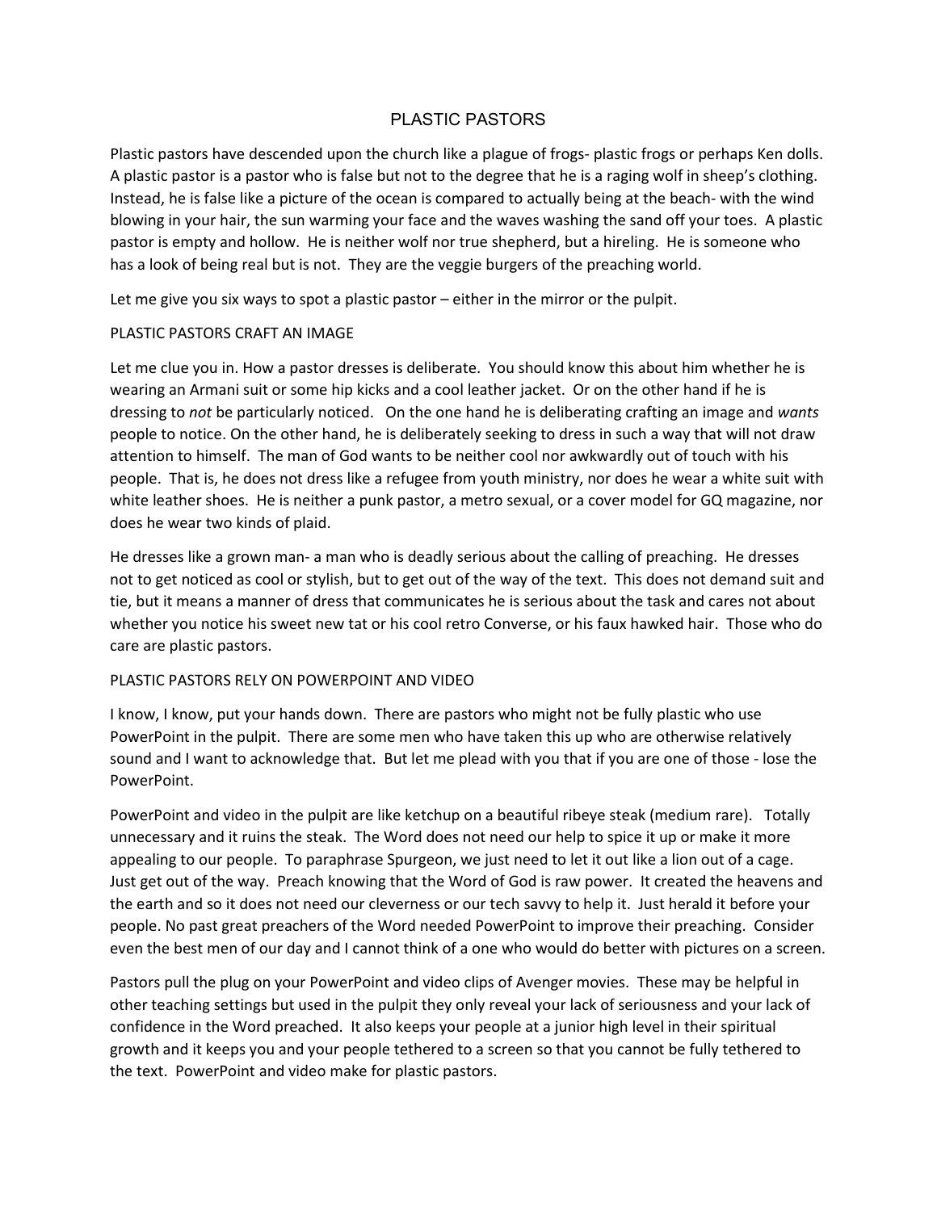# PLASTIC PASTORS

Plastic pastors have descended upon the church like a plague of frogs- plastic frogs or perhaps Ken dolls. A plastic pastor is a pastor who is false but not to the degree that he is a raging wolf in sheep's clothing. Instead, he is false like a picture of the ocean is compared to actually being at the beach- with the wind blowing in your hair, the sun warming your face and the waves washing the sand off your toes. A plastic pastor is empty and hollow. He is neither wolf nor true shepherd, but a hireling. He is someone who has a look of being real but is not. They are the veggie burgers of the preaching world.

Let me give you six ways to spot a plastic pastor – either in the mirror or the pulpit.

## PLASTIC PASTORS CRAFT AN IMAGE

Let me clue you in. How a pastor dresses is deliberate. You should know this about him whether he is wearing an Armani suit or some hip kicks and a cool leather jacket. Or on the other hand if he is dressing to *not* be particularly noticed. On the one hand he is deliberating crafting an image and *wants* people to notice. On the other hand, he is deliberately seeking to dress in such a way that will not draw attention to himself. The man of God wants to be neither cool nor awkwardly out of touch with his people. That is, he does not dress like a refugee from youth ministry, nor does he wear a white suit with white leather shoes. He is neither a punk pastor, a metro sexual, or a cover model for GQ magazine, nor does he wear two kinds of plaid.

He dresses like a grown man- a man who is deadly serious about the calling of preaching. He dresses not to get noticed as cool or stylish, but to get out of the way of the text. This does not demand suit and tie, but it means a manner of dress that communicates he is serious about the task and cares not about whether you notice his sweet new tat or his cool retro Converse, or his faux hawked hair. Those who do care are plastic pastors.

## PLASTIC PASTORS RELY ON POWERPOINT AND VIDEO

I know, I know, put your hands down. There are pastors who might not be fully plastic who use PowerPoint in the pulpit. There are some men who have taken this up who are otherwise relatively sound and I want to acknowledge that. But let me plead with you that if you are one of those - lose the PowerPoint.

PowerPoint and video in the pulpit are like ketchup on a beautiful ribeye steak (medium rare). Totally unnecessary and it ruins the steak. The Word does not need our help to spice it up or make it more appealing to our people. To paraphrase Spurgeon, we just need to let it out like a lion out of a cage. Just get out of the way. Preach knowing that the Word of God is raw power. It created the heavens and the earth and so it does not need our cleverness or our tech savvy to help it. Just herald it before your people. No past great preachers of the Word needed PowerPoint to improve their preaching. Consider even the best men of our day and I cannot think of a one who would do better with pictures on a screen.

Pastors pull the plug on your PowerPoint and video clips of Avenger movies. These may be helpful in other teaching settings but used in the pulpit they only reveal your lack of seriousness and your lack of confidence in the Word preached. It also keeps your people at a junior high level in their spiritual growth and it keeps you and your people tethered to a screen so that you cannot be fully tethered to the text. PowerPoint and video make for plastic pastors.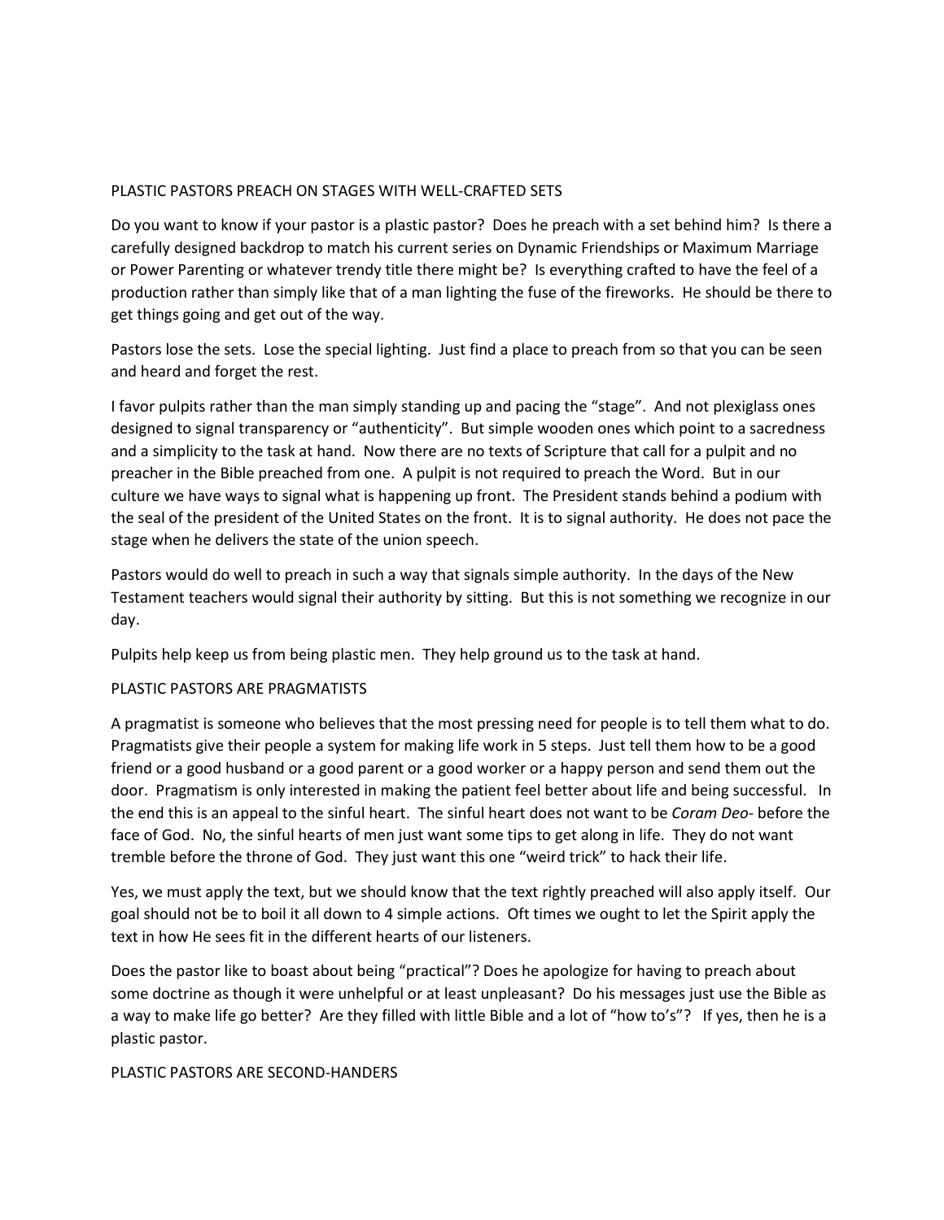## PLASTIC PASTORS PREACH ON STAGES WITH WELL-CRAFTED SETS

Do you want to know if your pastor is a plastic pastor? Does he preach with a set behind him? Is there a carefully designed backdrop to match his current series on Dynamic Friendships or Maximum Marriage or Power Parenting or whatever trendy title there might be? Is everything crafted to have the feel of a production rather than simply like that of a man lighting the fuse of the fireworks. He should be there to get things going and get out of the way.

Pastors lose the sets. Lose the special lighting. Just find a place to preach from so that you can be seen and heard and forget the rest.

I favor pulpits rather than the man simply standing up and pacing the "stage". And not plexiglass ones designed to signal transparency or "authenticity". But simple wooden ones which point to a sacredness and a simplicity to the task at hand. Now there are no texts of Scripture that call for a pulpit and no preacher in the Bible preached from one. A pulpit is not required to preach the Word. But in our culture we have ways to signal what is happening up front. The President stands behind a podium with the seal of the president of the United States on the front. It is to signal authority. He does not pace the stage when he delivers the state of the union speech.

Pastors would do well to preach in such a way that signals simple authority. In the days of the New Testament teachers would signal their authority by sitting. But this is not something we recognize in our day.

Pulpits help keep us from being plastic men. They help ground us to the task at hand.

## PLASTIC PASTORS ARE PRAGMATISTS

A pragmatist is someone who believes that the most pressing need for people is to tell them what to do. Pragmatists give their people a system for making life work in 5 steps. Just tell them how to be a good friend or a good husband or a good parent or a good worker or a happy person and send them out the door. Pragmatism is only interested in making the patient feel better about life and being successful. In the end this is an appeal to the sinful heart. The sinful heart does not want to be *Coram Deo*- before the face of God. No, the sinful hearts of men just want some tips to get along in life. They do not want tremble before the throne of God. They just want this one "weird trick" to hack their life.

Yes, we must apply the text, but we should know that the text rightly preached will also apply itself. Our goal should not be to boil it all down to 4 simple actions. Oft times we ought to let the Spirit apply the text in how He sees fit in the different hearts of our listeners.

Does the pastor like to boast about being "practical"? Does he apologize for having to preach about some doctrine as though it were unhelpful or at least unpleasant? Do his messages just use the Bible as a way to make life go better? Are they filled with little Bible and a lot of "how to's"? If yes, then he is a plastic pastor.

## PLASTIC PASTORS ARE SECOND-HANDERS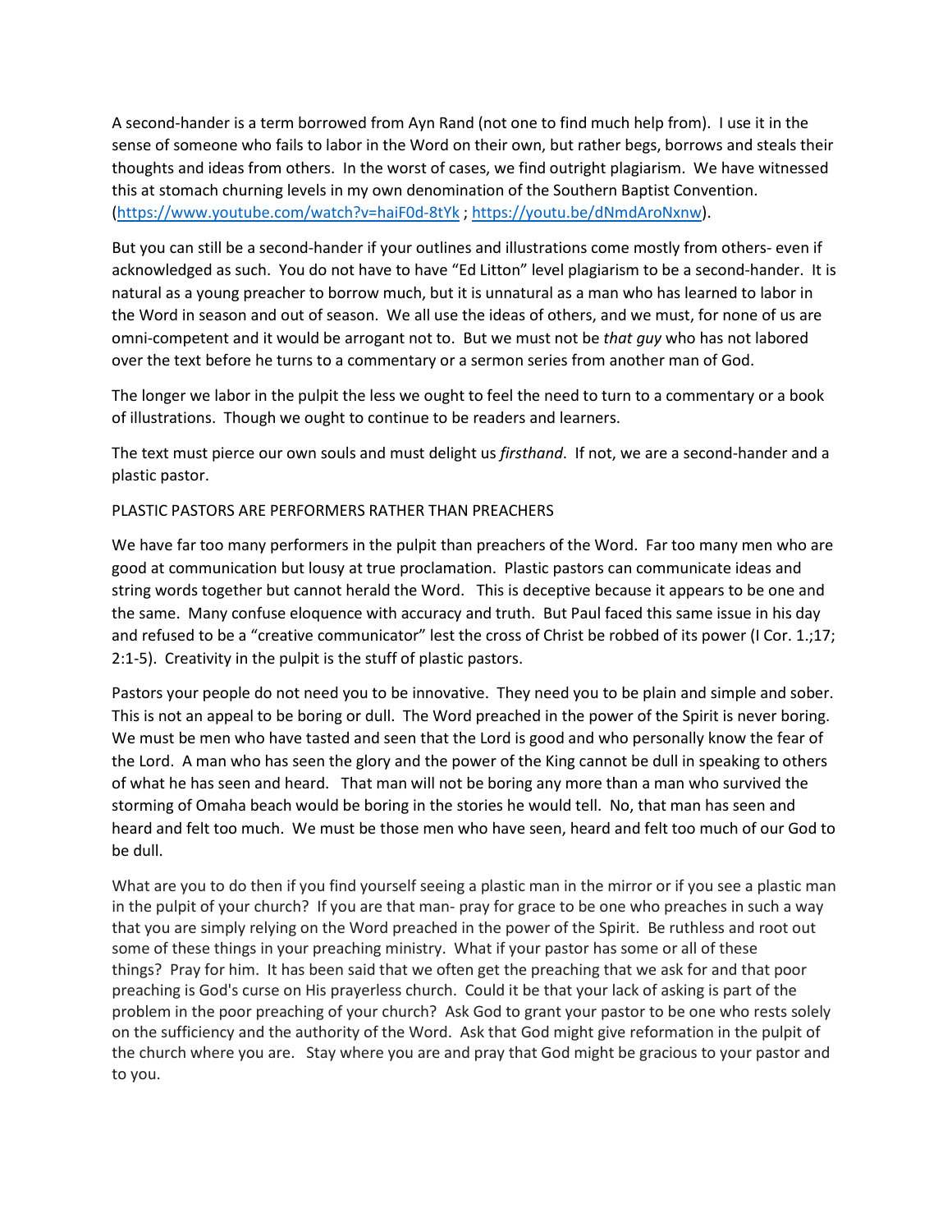A second-hander is a term borrowed from Ayn Rand (not one to find much help from). I use it in the sense of someone who fails to labor in the Word on their own, but rather begs, borrows and steals their thoughts and ideas from others. In the worst of cases, we find outright plagiarism. We have witnessed this at stomach churning levels in my own denomination of the Southern Baptist Convention. ([https://www.youtube.com/watch?v=haiF0d-8tYk](https://www.youtube.com/watch?v=haiF0d-8tYk) ; [https://youtu.be/dNmdAroNxnw](https://youtu.be/dNmdAroNxnw)).

But you can still be a second-hander if your outlines and illustrations come mostly from others- even if acknowledged as such. You do not have to have "Ed Litton" level plagiarism to be a second-hander. It is natural as a young preacher to borrow much, but it is unnatural as a man who has learned to labor in the Word in season and out of season. We all use the ideas of others, and we must, for none of us are omni-competent and it would be arrogant not to. But we must not be *that guy* who has not labored over the text before he turns to a commentary or a sermon series from another man of God.

The longer we labor in the pulpit the less we ought to feel the need to turn to a commentary or a book of illustrations. Though we ought to continue to be readers and learners.

The text must pierce our own souls and must delight us *firsthand*. If not, we are a second-hander and a plastic pastor.

PLASTIC PASTORS ARE PERFORMERS RATHER THAN PREACHERS

We have far too many performers in the pulpit than preachers of the Word. Far too many men who are good at communication but lousy at true proclamation. Plastic pastors can communicate ideas and string words together but cannot herald the Word. This is deceptive because it appears to be one and the same. Many confuse eloquence with accuracy and truth. But Paul faced this same issue in his day and refused to be a "creative communicator" lest the cross of Christ be robbed of its power (I Cor. 1.;17; 2:1-5). Creativity in the pulpit is the stuff of plastic pastors.

Pastors your people do not need you to be innovative. They need you to be plain and simple and sober. This is not an appeal to be boring or dull. The Word preached in the power of the Spirit is never boring. We must be men who have tasted and seen that the Lord is good and who personally know the fear of the Lord. A man who has seen the glory and the power of the King cannot be dull in speaking to others of what he has seen and heard. That man will not be boring any more than a man who survived the storming of Omaha beach would be boring in the stories he would tell. No, that man has seen and heard and felt too much. We must be those men who have seen, heard and felt too much of our God to be dull.

What are you to do then if you find yourself seeing a plastic man in the mirror or if you see a plastic man in the pulpit of your church? If you are that man- pray for grace to be one who preaches in such a way that you are simply relying on the Word preached in the power of the Spirit. Be ruthless and root out some of these things in your preaching ministry. What if your pastor has some or all of these things? Pray for him. It has been said that we often get the preaching that we ask for and that poor preaching is God's curse on His prayerless church. Could it be that your lack of asking is part of the problem in the poor preaching of your church? Ask God to grant your pastor to be one who rests solely on the sufficiency and the authority of the Word. Ask that God might give reformation in the pulpit of the church where you are. Stay where you are and pray that God might be gracious to your pastor and to you.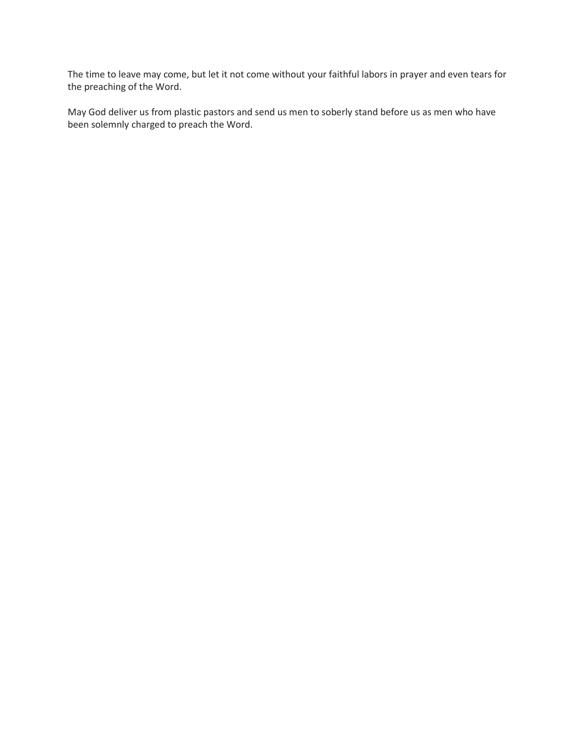The time to leave may come, but let it not come without your faithful labors in prayer and even tears for the preaching of the Word.

May God deliver us from plastic pastors and send us men to soberly stand before us as men who have been solemnly charged to preach the Word.